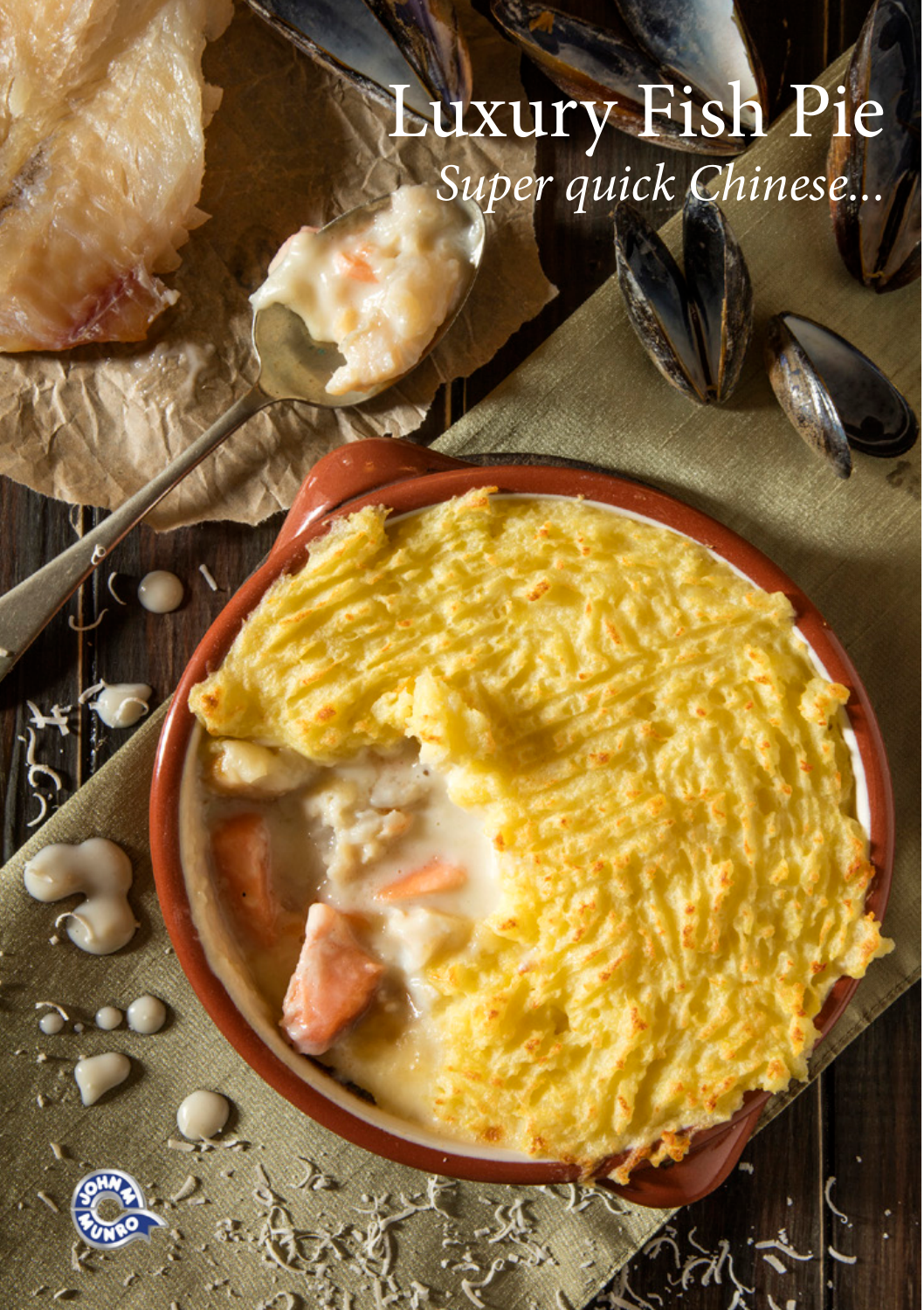# Luxury Fish Pie

*Super quick Chinese...*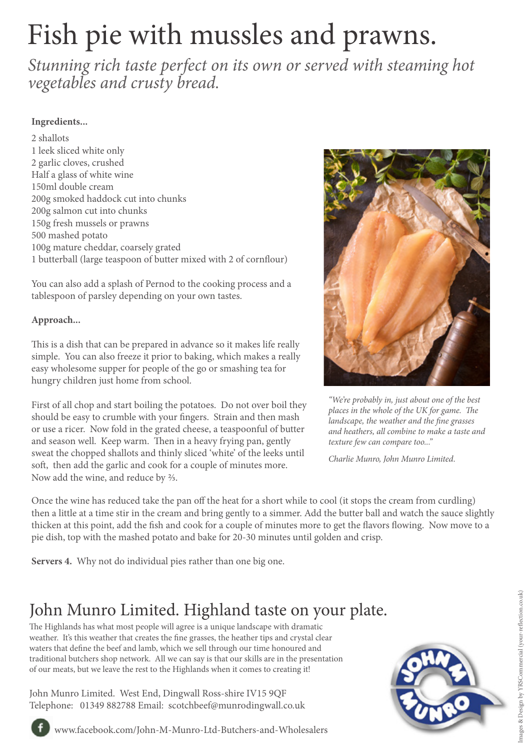# Fish pie with mussles and prawns.

*Stunning rich taste perfect on its own or served with steaming hot vegetables and crusty bread.*

**Ingredients...**

2 shallots
1 leek sliced white only
2 garlic cloves, crushed
Half a glass of white wine
150ml double cream
200g smoked haddock cut into chunks
200g salmon cut into chunks
150g fresh mussels or prawns
500 mashed potato
100g mature cheddar, coarsely grated
1 butterball (large teaspoon of butter mixed with 2 of cornflour)

You can also add a splash of Pernod to the cooking process and a tablespoon of parsley depending on your own tastes.

**Approach...**

This is a dish that can be prepared in advance so it makes life really simple. You can also freeze it prior to baking, which makes a really easy wholesome supper for people of the go or smashing tea for hungry children just home from school.

First of all chop and start boiling the potatoes. Do not over boil they should be easy to crumble with your fingers. Strain and then mash or use a ricer. Now fold in the grated cheese, a teaspoonful of butter and season well. Keep warm. Then in a heavy frying pan, gently sweat the chopped shallots and thinly sliced 'white' of the leeks until soft, then add the garlic and cook for a couple of minutes more. Now add the wine, and reduce by ⅔.

Once the wine has reduced take the pan off the heat for a short while to cool (it stops the cream from curdling) then a little at a time stir in the cream and bring gently to a simmer. Add the butter ball and watch the sauce slightly thicken at this point, add the fish and cook for a couple of minutes more to get the flavors flowing. Now move to a pie dish, top with the mashed potato and bake for 20-30 minutes until golden and crisp.

**Servers 4.** Why not do individual pies rather than one big one.

*"We're probably in, just about one of the best places in the whole of the UK for game. The landscape, the weather and the fine grasses and heathers, all combine to make a taste and texture few can compare too..."*

*Charlie Munro, John Munro Limited.*

## John Munro Limited. Highland taste on your plate.

The Highlands has what most people will agree is a unique landscape with dramatic weather. It's this weather that creates the fine grasses, the heather tips and crystal clear waters that define the beef and lamb, which we sell through our time honoured and traditional butchers shop network. All we can say is that our skills are in the presentation of our meats, but we leave the rest to the Highlands when it comes to creating it!

John Munro Limited. West End, Dingwall Ross-shire IV15 9QF
Telephone: 01349 882788 Email: scotchbeef@munrodingwall.co.uk

www.facebook.com/John-M-Munro-Ltd-Butchers-and-Wholesalers

Images & Design by YRSCommercial (your-reflection.co.uk)